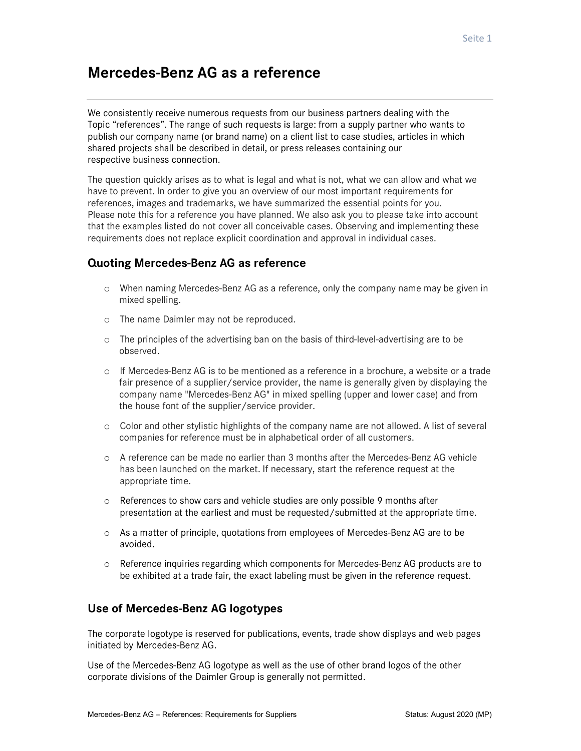# Mercedes-Benz AG as a reference

We consistently receive numerous requests from our business partners dealing with the Topic “references”. The range of such requests is large: from a supply partner who wants to publish our company name (or brand name) on a client list to case studies, articles in which shared projects shall be described in detail, or press releases containing our respective business connection.

The question quickly arises as to what is legal and what is not, what we can allow and what we have to prevent. In order to give you an overview of our most important requirements for references, images and trademarks, we have summarized the essential points for you. Please note this for a reference you have planned. We also ask you to please take into account that the examples listed do not cover all conceivable cases. Observing and implementing these requirements does not replace explicit coordination and approval in individual cases.

## Quoting Mercedes-Benz AG as reference

- When naming Mercedes-Benz AG as a reference, only the company name may be given in mixed spelling.
- The name Daimler may not be reproduced.
- The principles of the advertising ban on the basis of third-level-advertising are to be observed.
- If Mercedes-Benz AG is to be mentioned as a reference in a brochure, a website or a trade fair presence of a supplier/service provider, the name is generally given by displaying the company name "Mercedes-Benz AG" in mixed spelling (upper and lower case) and from the house font of the supplier/service provider.
- Color and other stylistic highlights of the company name are not allowed. A list of several companies for reference must be in alphabetical order of all customers.
- A reference can be made no earlier than 3 months after the Mercedes-Benz AG vehicle has been launched on the market. If necessary, start the reference request at the appropriate time.
- References to show cars and vehicle studies are only possible 9 months after presentation at the earliest and must be requested/submitted at the appropriate time.
- As a matter of principle, quotations from employees of Mercedes-Benz AG are to be avoided.
- Reference inquiries regarding which components for Mercedes-Benz AG products are to be exhibited at a trade fair, the exact labeling must be given in the reference request.

## Use of Mercedes-Benz AG logotypes

The corporate logotype is reserved for publications, events, trade show displays and web pages initiated by Mercedes-Benz AG.

Use of the Mercedes-Benz AG logotype as well as the use of other brand logos of the other corporate divisions of the Daimler Group is generally not permitted.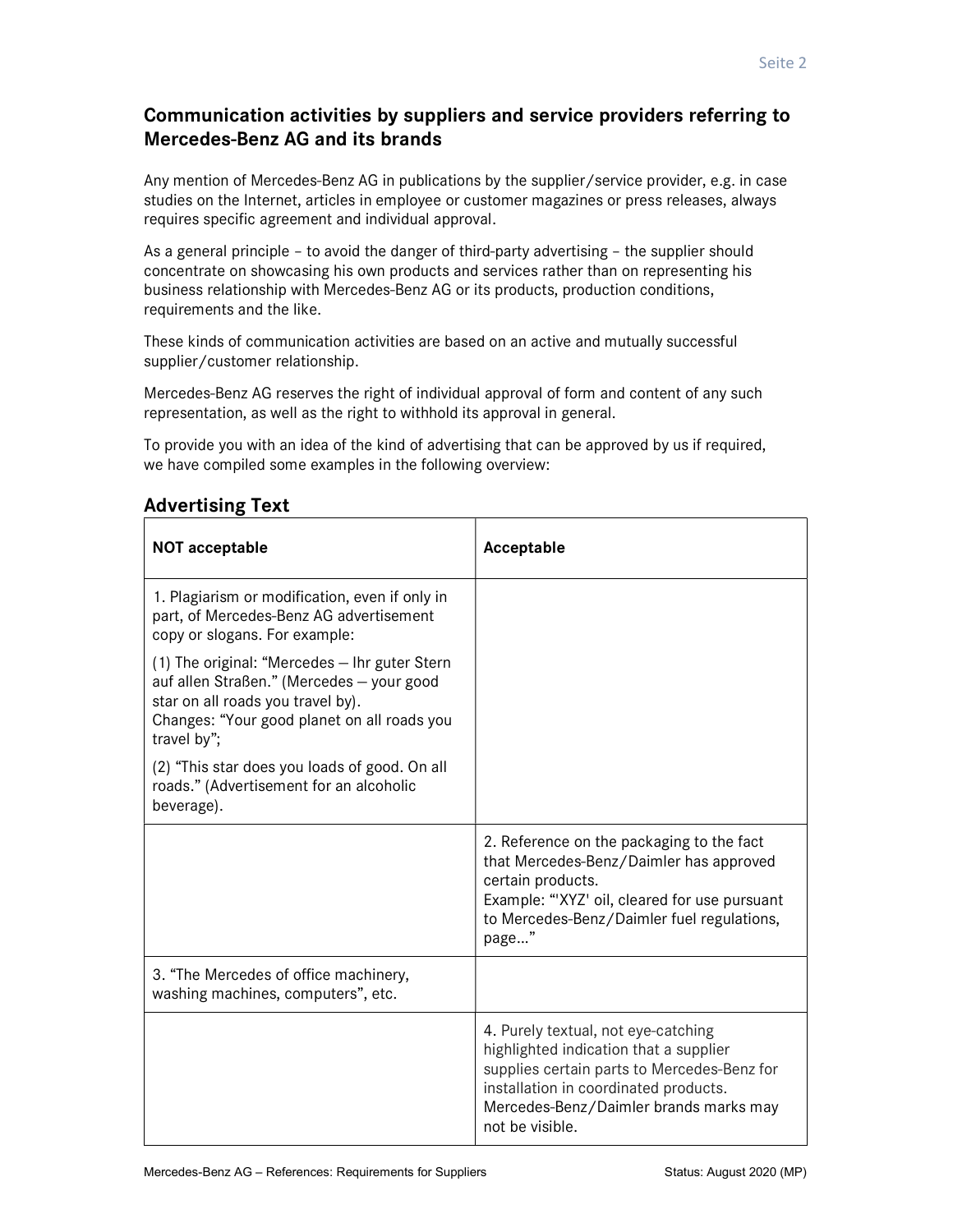## Communication activities by suppliers and service providers referring to Mercedes-Benz AG and its brands

Any mention of Mercedes-Benz AG in publications by the supplier/service provider, e.g. in case studies on the Internet, articles in employee or customer magazines or press releases, always requires specific agreement and individual approval.

As a general principle – to avoid the danger of third-party advertising – the supplier should concentrate on showcasing his own products and services rather than on representing his business relationship with Mercedes-Benz AG or its products, production conditions, requirements and the like.

These kinds of communication activities are based on an active and mutually successful supplier/customer relationship.

Mercedes-Benz AG reserves the right of individual approval of form and content of any such representation, as well as the right to withhold its approval in general.

To provide you with an idea of the kind of advertising that can be approved by us if required, we have compiled some examples in the following overview:

### Advertising Text

| **NOT acceptable** | **Acceptable** |
| --- | --- |
| 1. Plagiarism or modification, even if only in part, of Mercedes-Benz AG advertisement copy or slogans. For example:<br><br>(1) The original: "Mercedes – Ihr guter Stern auf allen Straßen." (Mercedes – your good star on all roads you travel by).<br>Changes: "Your good planet on all roads you travel by";<br><br>(2) "This star does you loads of good. On all roads." (Advertisement for an alcoholic beverage). | |
| | 2. Reference on the packaging to the fact that Mercedes-Benz/Daimler has approved certain products.<br>Example: "'XYZ' oil, cleared for use pursuant to Mercedes-Benz/Daimler fuel regulations, page…" |
| 3. "The Mercedes of office machinery, washing machines, computers", etc. | |
| | 4. Purely textual, not eye-catching highlighted indication that a supplier supplies certain parts to Mercedes-Benz for installation in coordinated products.<br>Mercedes-Benz/Daimler brands marks may not be visible. |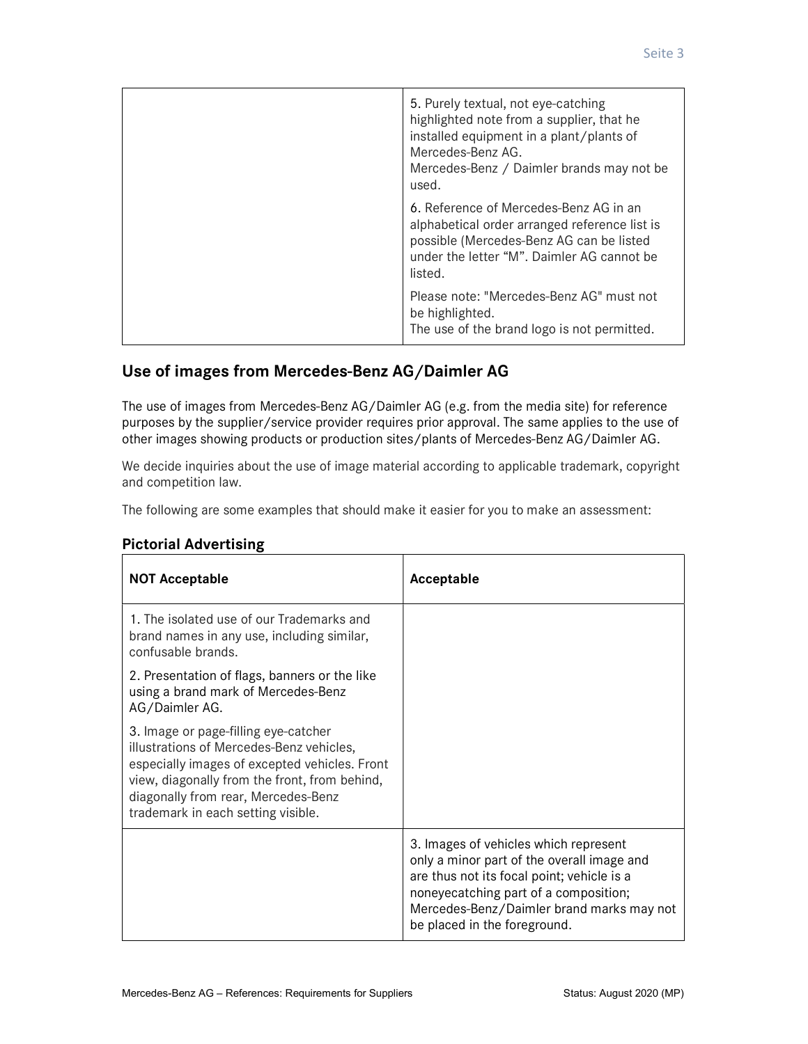| | |
|---|---|
| | 5. Purely textual, not eye-catching highlighted note from a supplier, that he installed equipment in a plant/plants of Mercedes-Benz AG.<br>Mercedes-Benz / Daimler brands may not be used. |
| | 6. Reference of Mercedes-Benz AG in an alphabetical order arranged reference list is possible (Mercedes-Benz AG can be listed under the letter "M". Daimler AG cannot be listed. |
| | Please note: "Mercedes-Benz AG" must not be highlighted.<br>The use of the brand logo is not permitted. |

## Use of images from Mercedes-Benz AG/Daimler AG

The use of images from Mercedes-Benz AG/Daimler AG (e.g. from the media site) for reference purposes by the supplier/service provider requires prior approval. The same applies to the use of other images showing products or production sites/plants of Mercedes-Benz AG/Daimler AG.

We decide inquiries about the use of image material according to applicable trademark, copyright and competition law.

The following are some examples that should make it easier for you to make an assessment:

### Pictorial Advertising

| **NOT Acceptable** | **Acceptable** |
|---|---|
| 1. The isolated use of our Trademarks and brand names in any use, including similar, confusable brands. | |
| 2. Presentation of flags, banners or the like using a brand mark of Mercedes-Benz AG/Daimler AG. | |
| 3. Image or page-filling eye-catcher illustrations of Mercedes-Benz vehicles, especially images of excepted vehicles. Front view, diagonally from the front, from behind, diagonally from rear, Mercedes-Benz trademark in each setting visible. | |
| | 3. Images of vehicles which represent only a minor part of the overall image and are thus not its focal point; vehicle is a noneyecatching part of a composition; Mercedes-Benz/Daimler brand marks may not be placed in the foreground. |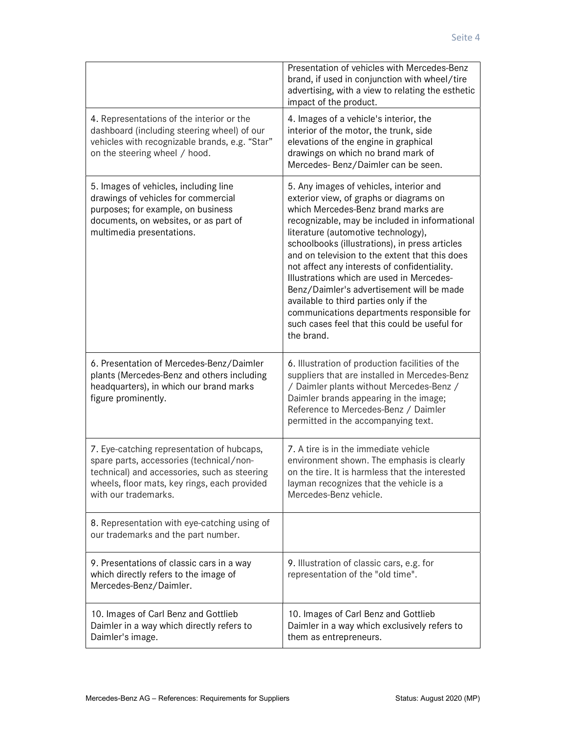| | |
|---|---|
| | Presentation of vehicles with Mercedes-Benz brand, if used in conjunction with wheel/tire advertising, with a view to relating the esthetic impact of the product. |
| 4. Representations of the interior or the dashboard (including steering wheel) of our vehicles with recognizable brands, e.g. "Star" on the steering wheel / hood. | 4. Images of a vehicle's interior, the interior of the motor, the trunk, side elevations of the engine in graphical drawings on which no brand mark of Mercedes- Benz/Daimler can be seen. |
| 5. Images of vehicles, including line drawings of vehicles for commercial purposes; for example, on business documents, on websites, or as part of multimedia presentations. | 5. Any images of vehicles, interior and exterior view, of graphs or diagrams on which Mercedes-Benz brand marks are recognizable, may be included in informational literature (automotive technology), schoolbooks (illustrations), in press articles and on television to the extent that this does not affect any interests of confidentiality. Illustrations which are used in Mercedes-Benz/Daimler's advertisement will be made available to third parties only if the communications departments responsible for such cases feel that this could be useful for the brand. |
| 6. Presentation of Mercedes-Benz/Daimler plants (Mercedes-Benz and others including headquarters), in which our brand marks figure prominently. | 6. Illustration of production facilities of the suppliers that are installed in Mercedes-Benz / Daimler plants without Mercedes-Benz / Daimler brands appearing in the image; Reference to Mercedes-Benz / Daimler permitted in the accompanying text. |
| 7. Eye-catching representation of hubcaps, spare parts, accessories (technical/non-technical) and accessories, such as steering wheels, floor mats, key rings, each provided with our trademarks. | 7. A tire is in the immediate vehicle environment shown. The emphasis is clearly on the tire. It is harmless that the interested layman recognizes that the vehicle is a Mercedes-Benz vehicle. |
| 8. Representation with eye-catching using of our trademarks and the part number. | |
| 9. Presentations of classic cars in a way which directly refers to the image of Mercedes-Benz/Daimler. | 9. Illustration of classic cars, e.g. for representation of the "old time". |
| 10. Images of Carl Benz and Gottlieb Daimler in a way which directly refers to Daimler's image. | 10. Images of Carl Benz and Gottlieb Daimler in a way which exclusively refers to them as entrepreneurs. |